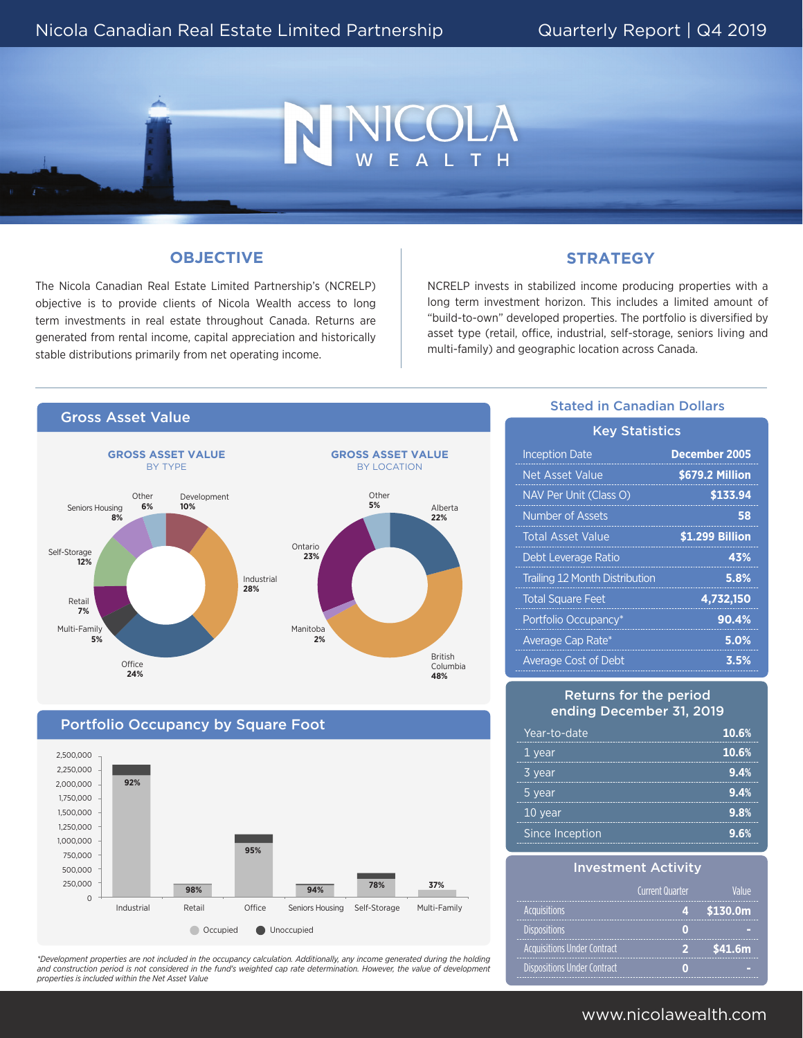# Nicola Canadian Real Estate Limited Partnership

Quarterly Report | Q4 2019

NICOLA WEALTH

## OBJECTIVE

The Nicola Canadian Real Estate Limited Partnership's (NCRELP) objective is to provide clients of Nicola Wealth access to long term investments in real estate throughout Canada. Returns are generated from rental income, capital appreciation and historically stable distributions primarily from net operating income.

## STRATEGY

NCRELP invests in stabilized income producing properties with a long term investment horizon. This includes a limited amount of "build-to-own" developed properties. The portfolio is diversified by asset type (retail, office, industrial, self-storage, seniors living and multi-family) and geographic location across Canada.

## Gross Asset Value

### GROSS ASSET VALUE BY TYPE

| Type | % |
|---|---|
| Development | 10% |
| Industrial | 28% |
| Office | 24% |
| Multi-Family | 5% |
| Retail | 7% |
| Self-Storage | 12% |
| Seniors Housing | 8% |
| Other | 6% |

### GROSS ASSET VALUE BY LOCATION

| Location | % |
|---|---|
| Alberta | 22% |
| British Columbia | 48% |
| Manitoba | 2% |
| Ontario | 23% |
| Other | 5% |

## Portfolio Occupancy by Square Foot

| Type | Occupancy |
|---|---|
| Industrial | 92% |
| Retail | 98% |
| Office | 95% |
| Seniors Housing | 94% |
| Self-Storage | 78% |
| Multi-Family | 37% |

*Development properties are not included in the occupancy calculation. Additionally, any income generated during the holding and construction period is not considered in the fund's weighted cap rate determination. However, the value of development properties is included within the Net Asset Value*

## Stated in Canadian Dollars

### Key Statistics

| | |
|---|---|
| Inception Date | December 2005 |
| Net Asset Value | $679.2 Million |
| NAV Per Unit (Class O) | $133.94 |
| Number of Assets | 58 |
| Total Asset Value | $1.299 Billion |
| Debt Leverage Ratio | 43% |
| Trailing 12 Month Distribution | 5.8% |
| Total Square Feet | 4,732,150 |
| Portfolio Occupancy* | 90.4% |
| Average Cap Rate* | 5.0% |
| Average Cost of Debt | 3.5% |

### Returns for the period ending December 31, 2019

| | |
|---|---|
| Year-to-date | 10.6% |
| 1 year | 10.6% |
| 3 year | 9.4% |
| 5 year | 9.4% |
| 10 year | 9.8% |
| Since Inception | 9.6% |

### Investment Activity

| | Current Quarter | Value |
|---|---|---|
| Acquisitions | 4 | $130.0m |
| Dispositions | 0 | - |
| Acquisitions Under Contract | 2 | $41.6m |
| Dispositions Under Contract | 0 | - |

www.nicolawealth.com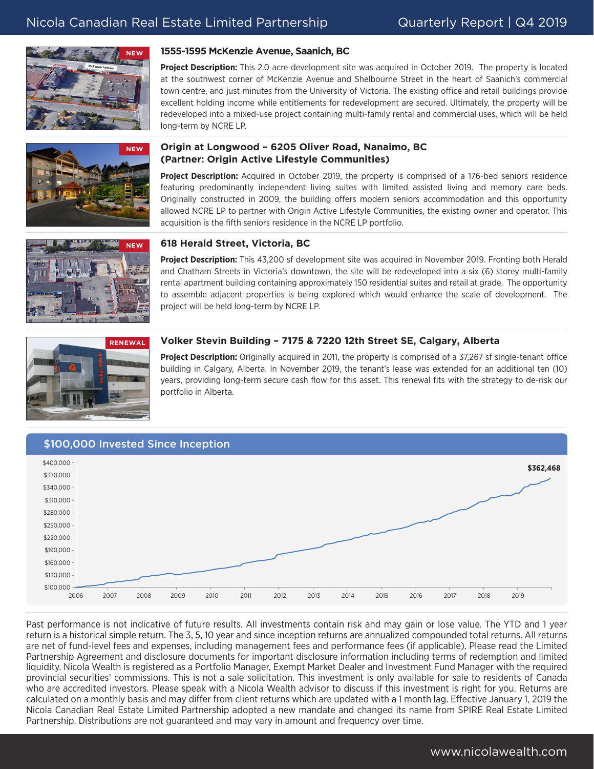### 1555-1595 McKenzie Avenue, Saanich, BC

NEW

**Project Description:** This 2.0 acre development site was acquired in October 2019. The property is located at the southwest corner of McKenzie Avenue and Shelbourne Street in the heart of Saanich's commercial town centre, and just minutes from the University of Victoria. The existing office and retail buildings provide excellent holding income while entitlements for redevelopment are secured. Ultimately, the property will be redeveloped into a mixed-use project containing multi-family rental and commercial uses, which will be held long-term by NCRE LP.

### Origin at Longwood – 6205 Oliver Road, Nanaimo, BC (Partner: Origin Active Lifestyle Communities)

NEW

**Project Description:** Acquired in October 2019, the property is comprised of a 176-bed seniors residence featuring predominantly independent living suites with limited assisted living and memory care beds. Originally constructed in 2009, the building offers modern seniors accommodation and this opportunity allowed NCRE LP to partner with Origin Active Lifestyle Communities, the existing owner and operator. This acquisition is the fifth seniors residence in the NCRE LP portfolio.

### 618 Herald Street, Victoria, BC

NEW

**Project Description:** This 43,200 sf development site was acquired in November 2019. Fronting both Herald and Chatham Streets in Victoria's downtown, the site will be redeveloped into a six (6) storey multi-family rental apartment building containing approximately 150 residential suites and retail at grade. The opportunity to assemble adjacent properties is being explored which would enhance the scale of development. The project will be held long-term by NCRE LP.

### Volker Stevin Building – 7175 & 7220 12th Street SE, Calgary, Alberta

RENEWAL

**Project Description:** Originally acquired in 2011, the property is comprised of a 37,267 sf single-tenant office building in Calgary, Alberta. In November 2019, the tenant's lease was extended for an additional ten (10) years, providing long-term secure cash flow for this asset. This renewal fits with the strategy to de-risk our portfolio in Alberta.

## $100,000 Invested Since Inception

$362,468

$400,000
$370,000
$340,000
$310,000
$280,000
$250,000
$220,000
$190,000
$160,000
$130,000
$100,000

2006 2007 2008 2009 2010 2011 2012 2013 2014 2015 2016 2017 2018 2019

Past performance is not indicative of future results. All investments contain risk and may gain or lose value. The YTD and 1 year return is a historical simple return. The 3, 5, 10 year and since inception returns are annualized compounded total returns. All returns are net of fund-level fees and expenses, including management fees and performance fees (if applicable). Please read the Limited Partnership Agreement and disclosure documents for important disclosure information including terms of redemption and limited liquidity. Nicola Wealth is registered as a Portfolio Manager, Exempt Market Dealer and Investment Fund Manager with the required provincial securities' commissions. This is not a sale solicitation. This investment is only available for sale to residents of Canada who are accredited investors. Please speak with a Nicola Wealth advisor to discuss if this investment is right for you. Returns are calculated on a monthly basis and may differ from client returns which are updated with a 1 month lag. Effective January 1, 2019 the Nicola Canadian Real Estate Limited Partnership adopted a new mandate and changed its name from SPIRE Real Estate Limited Partnership. Distributions are not guaranteed and may vary in amount and frequency over time.

www.nicolawealth.com